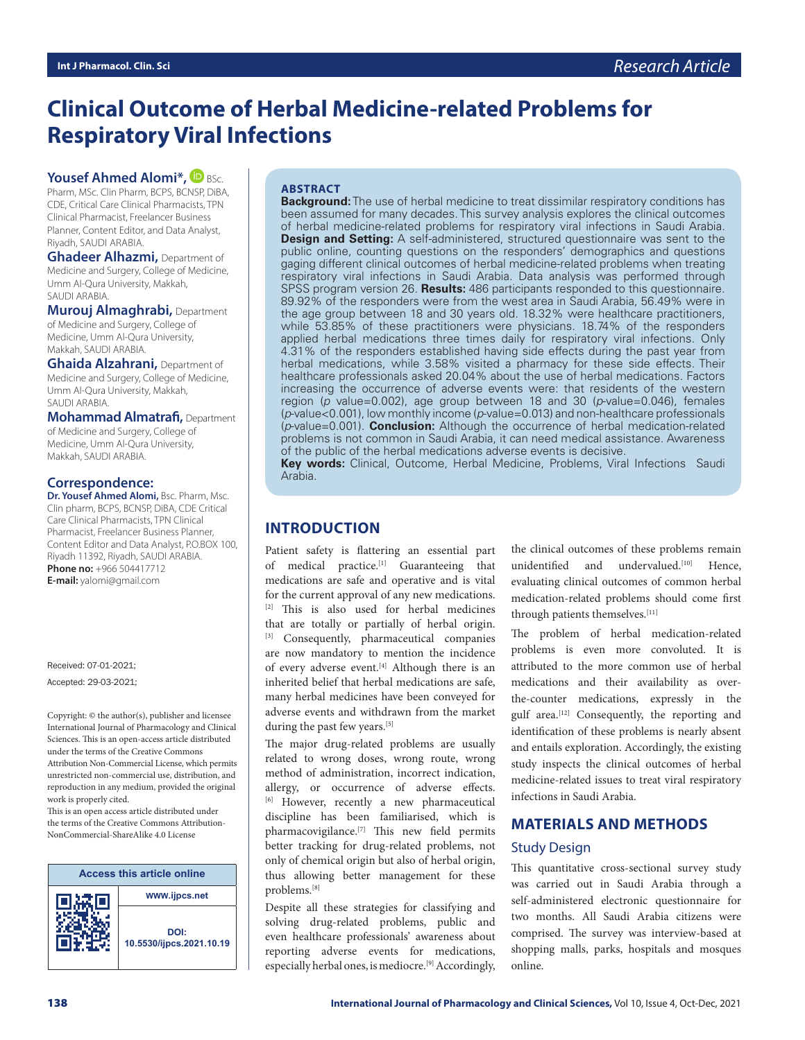Research Article

# Clinical Outcome of Herbal Medicine-related Problems for Respiratory Viral Infections

**Yousef Ahmed Alomi\*,** BSc. Pharm, MSc. Clin Pharm, BCPS, BCNSP, DiBA, CDE, Critical Care Clinical Pharmacists, TPN Clinical Pharmacist, Freelancer Business Planner, Content Editor, and Data Analyst, Riyadh, SAUDI ARABIA.

**Ghadeer Alhazmi,** Department of Medicine and Surgery, College of Medicine, Umm Al-Qura University, Makkah, SAUDI ARABIA.

**Murouj Almaghrabi,** Department of Medicine and Surgery, College of Medicine, Umm Al-Qura University, Makkah, SAUDI ARABIA.

**Ghaida Alzahrani,** Department of Medicine and Surgery, College of Medicine, Umm Al-Qura University, Makkah, SAUDI ARABIA.

**Mohammad Almatrafi,** Department of Medicine and Surgery, College of Medicine, Umm Al-Qura University, Makkah, SAUDI ARABIA.

## Correspondence:

**Dr. Yousef Ahmed Alomi,** Bsc. Pharm, Msc. Clin pharm, BCPS, BCNSP, DiBA, CDE Critical Care Clinical Pharmacists, TPN Clinical Pharmacist, Freelancer Business Planner, Content Editor and Data Analyst, P.O.BOX 100, Riyadh 11392, Riyadh, SAUDI ARABIA.
**Phone no:** +966 504417712
**E-mail:** yalomi@gmail.com

Received: 07-01-2021;
Accepted: 29-03-2021;

Copyright: © the author(s), publisher and licensee International Journal of Pharmacology and Clinical Sciences. This is an open-access article distributed under the terms of the Creative Commons Attribution Non-Commercial License, which permits unrestricted non-commercial use, distribution, and reproduction in any medium, provided the original work is properly cited.
This is an open access article distributed under the terms of the Creative Commons Attribution-NonCommercial-ShareAlike 4.0 License

| Access this article online | |
| --- | --- |
| | www.ijpcs.net |
| | DOI: 10.5530/ijpcs.2021.10.19 |

## ABSTRACT

**Background:** The use of herbal medicine to treat dissimilar respiratory conditions has been assumed for many decades. This survey analysis explores the clinical outcomes of herbal medicine-related problems for respiratory viral infections in Saudi Arabia. **Design and Setting:** A self-administered, structured questionnaire was sent to the public online, counting questions on the responders' demographics and questions gaging different clinical outcomes of herbal medicine-related problems when treating respiratory viral infections in Saudi Arabia. Data analysis was performed through SPSS program version 26. **Results:** 486 participants responded to this questionnaire. 89.92% of the responders were from the west area in Saudi Arabia, 56.49% were in the age group between 18 and 30 years old. 18.32% were healthcare practitioners, while 53.85% of these practitioners were physicians. 18.74% of the responders applied herbal medications three times daily for respiratory viral infections. Only 4.31% of the responders established having side effects during the past year from herbal medications, while 3.58% visited a pharmacy for these side effects. Their healthcare professionals asked 20.04% about the use of herbal medications. Factors increasing the occurrence of adverse events were: that residents of the western region ($p$ value=0.002), age group between 18 and 30 ($p$-value=0.046), females ($p$-value<0.001), low monthly income ($p$-value=0.013) and non-healthcare professionals ($p$-value=0.001). **Conclusion:** Although the occurrence of herbal medication-related problems is not common in Saudi Arabia, it can need medical assistance. Awareness of the public of the herbal medications adverse events is decisive.

**Key words:** Clinical, Outcome, Herbal Medicine, Problems, Viral Infections Saudi Arabia.

## INTRODUCTION

Patient safety is flattering an essential part of medical practice.[1] Guaranteeing that medications are safe and operative and is vital for the current approval of any new medications.[2] This is also used for herbal medicines that are totally or partially of herbal origin.[3] Consequently, pharmaceutical companies are now mandatory to mention the incidence of every adverse event.[4] Although there is an inherited belief that herbal medications are safe, many herbal medicines have been conveyed for adverse events and withdrawn from the market during the past few years.[5]

The major drug-related problems are usually related to wrong doses, wrong route, wrong method of administration, incorrect indication, allergy, or occurrence of adverse effects.[6] However, recently a new pharmaceutical discipline has been familiarised, which is pharmacovigilance.[7] This new field permits better tracking for drug-related problems, not only of chemical origin but also of herbal origin, thus allowing better management for these problems.[8]

Despite all these strategies for classifying and solving drug-related problems, public and even healthcare professionals' awareness about reporting adverse events for medications, especially herbal ones, is mediocre.[9] Accordingly, the clinical outcomes of these problems remain unidentified and undervalued.[10] Hence, evaluating clinical outcomes of common herbal medication-related problems should come first through patients themselves.[11]

The problem of herbal medication-related problems is even more convoluted. It is attributed to the more common use of herbal medications and their availability as over-the-counter medications, expressly in the gulf area.[12] Consequently, the reporting and identification of these problems is nearly absent and entails exploration. Accordingly, the existing study inspects the clinical outcomes of herbal medicine-related issues to treat viral respiratory infections in Saudi Arabia.

## MATERIALS AND METHODS

### Study Design

This quantitative cross-sectional survey study was carried out in Saudi Arabia through a self-administered electronic questionnaire for two months. All Saudi Arabia citizens were comprised. The survey was interview-based at shopping malls, parks, hospitals and mosques online.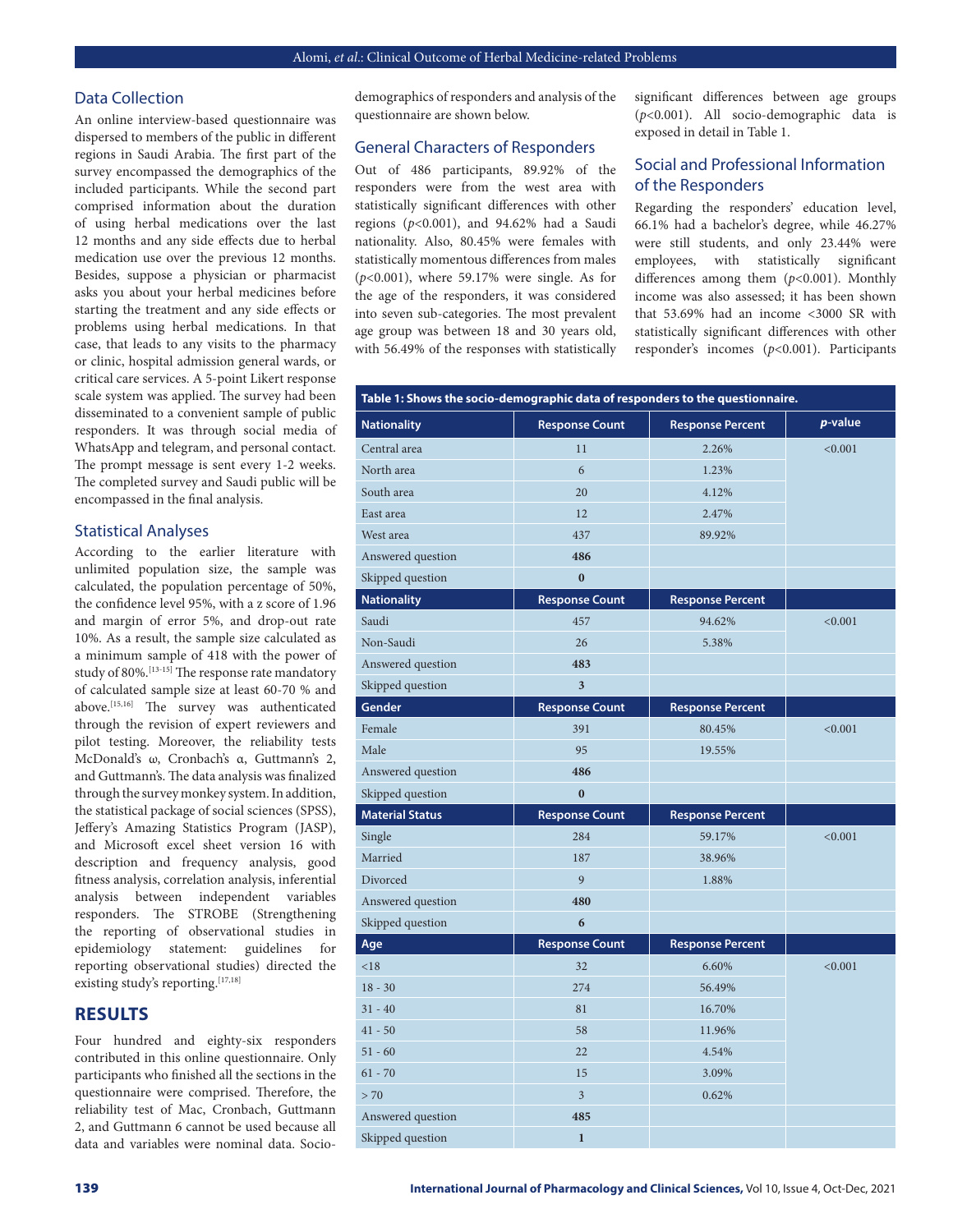## Data Collection

An online interview-based questionnaire was dispersed to members of the public in different regions in Saudi Arabia. The first part of the survey encompassed the demographics of the included participants. While the second part comprised information about the duration of using herbal medications over the last 12 months and any side effects due to herbal medication use over the previous 12 months. Besides, suppose a physician or pharmacist asks you about your herbal medicines before starting the treatment and any side effects or problems using herbal medications. In that case, that leads to any visits to the pharmacy or clinic, hospital admission general wards, or critical care services. A 5-point Likert response scale system was applied. The survey had been disseminated to a convenient sample of public responders. It was through social media of WhatsApp and telegram, and personal contact. The prompt message is sent every 1-2 weeks. The completed survey and Saudi public will be encompassed in the final analysis.

## Statistical Analyses

According to the earlier literature with unlimited population size, the sample was calculated, the population percentage of 50%, the confidence level 95%, with a z score of 1.96 and margin of error 5%, and drop-out rate 10%. As a result, the sample size calculated as a minimum sample of 418 with the power of study of 80%.[13-15] The response rate mandatory of calculated sample size at least 60-70 % and above.[15,16] The survey was authenticated through the revision of expert reviewers and pilot testing. Moreover, the reliability tests McDonald's ω, Cronbach's α, Guttmann's 2, and Guttmann's. The data analysis was finalized through the survey monkey system. In addition, the statistical package of social sciences (SPSS), Jeffery's Amazing Statistics Program (JASP), and Microsoft excel sheet version 16 with description and frequency analysis, good fitness analysis, correlation analysis, inferential analysis between independent variables responders. The STROBE (Strengthening the reporting of observational studies in epidemiology statement: guidelines for reporting observational studies) directed the existing study's reporting.[17,18]

# RESULTS

Four hundred and eighty-six responders contributed in this online questionnaire. Only participants who finished all the sections in the questionnaire were comprised. Therefore, the reliability test of Mac, Cronbach, Guttmann 2, and Guttmann 6 cannot be used because all data and variables were nominal data. Socio-demographics of responders and analysis of the questionnaire are shown below.

## General Characters of Responders

Out of 486 participants, 89.92% of the responders were from the west area with statistically significant differences with other regions ($p$<0.001), and 94.62% had a Saudi nationality. Also, 80.45% were females with statistically momentous differences from males ($p$<0.001), where 59.17% were single. As for the age of the responders, it was considered into seven sub-categories. The most prevalent age group was between 18 and 30 years old, with 56.49% of the responses with statistically significant differences between age groups ($p$<0.001). All socio-demographic data is exposed in detail in Table 1.

## Social and Professional Information of the Responders

Regarding the responders' education level, 66.1% had a bachelor's degree, while 46.27% were still students, and only 23.44% were employees, with statistically significant differences among them ($p$<0.001). Monthly income was also assessed; it has been shown that 53.69% had an income <3000 SR with statistically significant differences with other responder's incomes ($p$<0.001). Participants

**Table 1: Shows the socio-demographic data of responders to the questionnaire.**

| Nationality | Response Count | Response Percent | *p*-value |
|---|---|---|---|
| Central area | 11 | 2.26% | <0.001 |
| North area | 6 | 1.23% | |
| South area | 20 | 4.12% | |
| East area | 12 | 2.47% | |
| West area | 437 | 89.92% | |
| Answered question | **486** | | |
| Skipped question | **0** | | |
| **Nationality** | **Response Count** | **Response Percent** | |
| Saudi | 457 | 94.62% | <0.001 |
| Non-Saudi | 26 | 5.38% | |
| Answered question | **483** | | |
| Skipped question | **3** | | |
| **Gender** | **Response Count** | **Response Percent** | |
| Female | 391 | 80.45% | <0.001 |
| Male | 95 | 19.55% | |
| Answered question | **486** | | |
| Skipped question | **0** | | |
| **Material Status** | **Response Count** | **Response Percent** | |
| Single | 284 | 59.17% | <0.001 |
| Married | 187 | 38.96% | |
| Divorced | 9 | 1.88% | |
| Answered question | **480** | | |
| Skipped question | **6** | | |
| **Age** | **Response Count** | **Response Percent** | |
| <18 | 32 | 6.60% | <0.001 |
| 18 - 30 | 274 | 56.49% | |
| 31 - 40 | 81 | 16.70% | |
| 41 - 50 | 58 | 11.96% | |
| 51 - 60 | 22 | 4.54% | |
| 61 - 70 | 15 | 3.09% | |
| > 70 | 3 | 0.62% | |
| Answered question | **485** | | |
| Skipped question | **1** | | |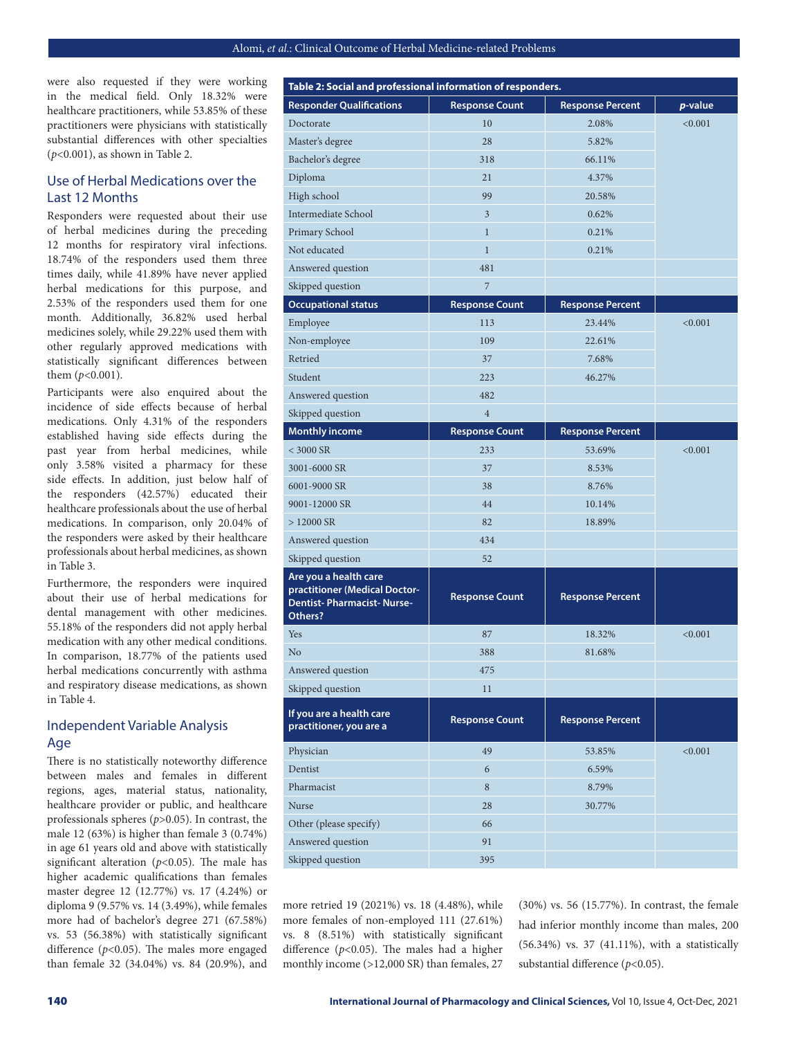were also requested if they were working in the medical field. Only 18.32% were healthcare practitioners, while 53.85% of these practitioners were physicians with statistically substantial differences with other specialties ($p$<0.001), as shown in Table 2.

## Use of Herbal Medications over the Last 12 Months

Responders were requested about their use of herbal medicines during the preceding 12 months for respiratory viral infections. 18.74% of the responders used them three times daily, while 41.89% have never applied herbal medications for this purpose, and 2.53% of the responders used them for one month. Additionally, 36.82% used herbal medicines solely, while 29.22% used them with other regularly approved medications with statistically significant differences between them ($p$<0.001).

Participants were also enquired about the incidence of side effects because of herbal medications. Only 4.31% of the responders established having side effects during the past year from herbal medicines, while only 3.58% visited a pharmacy for these side effects. In addition, just below half of the responders (42.57%) educated their healthcare professionals about the use of herbal medications. In comparison, only 20.04% of the responders were asked by their healthcare professionals about herbal medicines, as shown in Table 3.

Furthermore, the responders were inquired about their use of herbal medications for dental management with other medicines. 55.18% of the responders did not apply herbal medication with any other medical conditions. In comparison, 18.77% of the patients used herbal medications concurrently with asthma and respiratory disease medications, as shown in Table 4.

## Independent Variable Analysis

### Age

There is no statistically noteworthy difference between males and females in different regions, ages, material status, nationality, healthcare provider or public, and healthcare professionals spheres ($p$>0.05). In contrast, the male 12 (63%) is higher than female 3 (0.74%) in age 61 years old and above with statistically significant alteration ($p$<0.05). The male has higher academic qualifications than females master degree 12 (12.77%) vs. 17 (4.24%) or diploma 9 (9.57% vs. 14 (3.49%), while females more had of bachelor's degree 271 (67.58%) vs. 53 (56.38%) with statistically significant difference ($p$<0.05). The males more engaged than female 32 (34.04%) vs. 84 (20.9%), and more retried 19 (2021%) vs. 18 (4.48%), while more females of non-employed 111 (27.61%) vs. 8 (8.51%) with statistically significant difference ($p$<0.05). The males had a higher monthly income (>12,000 SR) than females, 27 (30%) vs. 56 (15.77%). In contrast, the female had inferior monthly income than males, 200 (56.34%) vs. 37 (41.11%), with a statistically substantial difference ($p$<0.05).

**Table 2: Social and professional information of responders.**

| Responder Qualifications | Response Count | Response Percent | $p$-value |
|---|---|---|---|
| Doctorate | 10 | 2.08% | <0.001 |
| Master's degree | 28 | 5.82% | |
| Bachelor's degree | 318 | 66.11% | |
| Diploma | 21 | 4.37% | |
| High school | 99 | 20.58% | |
| Intermediate School | 3 | 0.62% | |
| Primary School | 1 | 0.21% | |
| Not educated | 1 | 0.21% | |
| Answered question | 481 | | |
| Skipped question | 7 | | |
| **Occupational status** | **Response Count** | **Response Percent** | |
| Employee | 113 | 23.44% | <0.001 |
| Non-employee | 109 | 22.61% | |
| Retried | 37 | 7.68% | |
| Student | 223 | 46.27% | |
| Answered question | 482 | | |
| Skipped question | 4 | | |
| **Monthly income** | **Response Count** | **Response Percent** | |
| < 3000 SR | 233 | 53.69% | <0.001 |
| 3001-6000 SR | 37 | 8.53% | |
| 6001-9000 SR | 38 | 8.76% | |
| 9001-12000 SR | 44 | 10.14% | |
| > 12000 SR | 82 | 18.89% | |
| Answered question | 434 | | |
| Skipped question | 52 | | |
| **Are you a health care practitioner (Medical Doctor-Dentist- Pharmacist- Nurse-Others?** | **Response Count** | **Response Percent** | |
| Yes | 87 | 18.32% | <0.001 |
| No | 388 | 81.68% | |
| Answered question | 475 | | |
| Skipped question | 11 | | |
| **If you are a health care practitioner, you are a** | **Response Count** | **Response Percent** | |
| Physician | 49 | 53.85% | <0.001 |
| Dentist | 6 | 6.59% | |
| Pharmacist | 8 | 8.79% | |
| Nurse | 28 | 30.77% | |
| Other (please specify) | 66 | | |
| Answered question | 91 | | |
| Skipped question | 395 | | |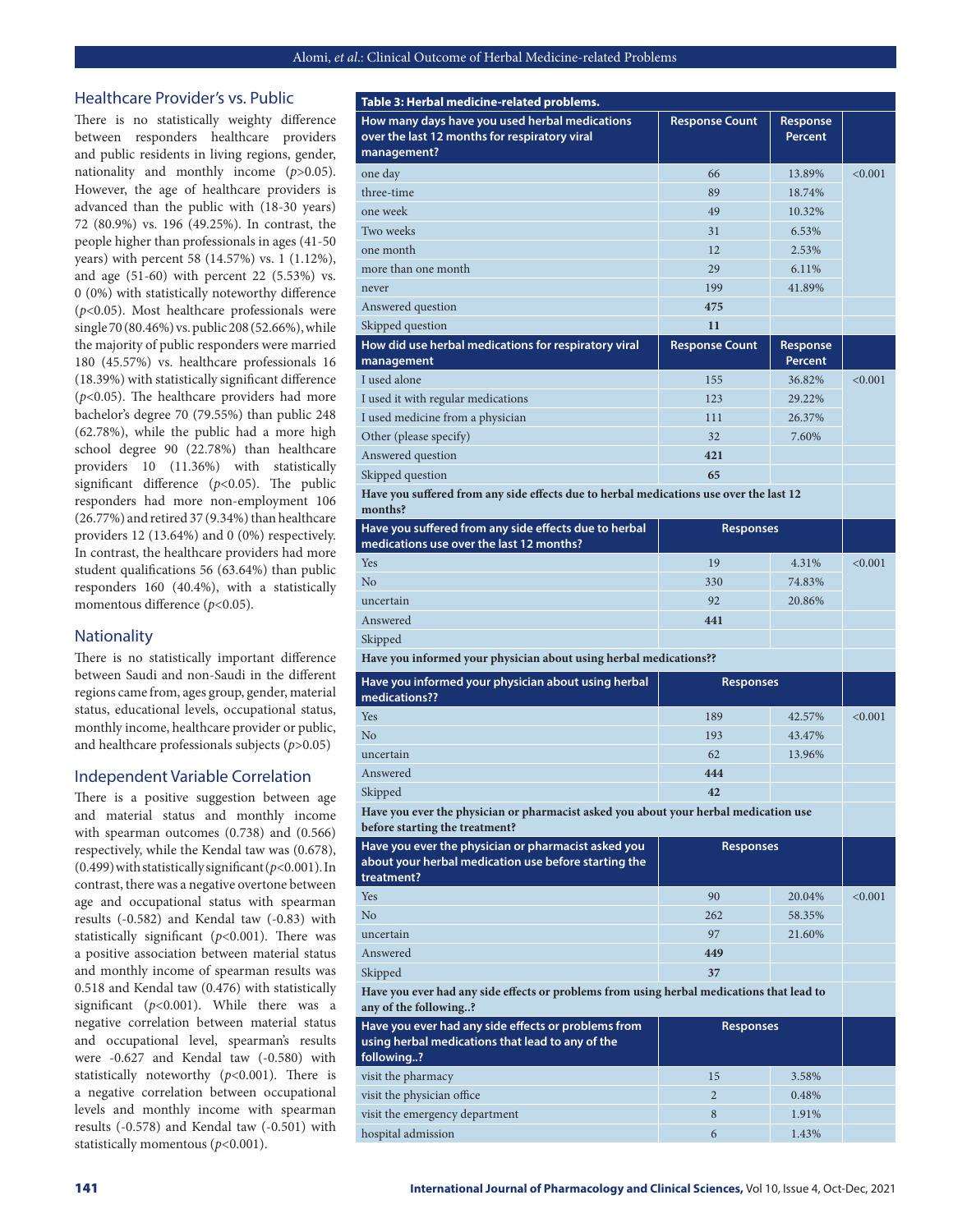## Healthcare Provider's vs. Public

There is no statistically weighty difference between responders healthcare providers and public residents in living regions, gender, nationality and monthly income ($p>0.05$). However, the age of healthcare providers is advanced than the public with (18-30 years) 72 (80.9%) vs. 196 (49.25%). In contrast, the people higher than professionals in ages (41-50 years) with percent 58 (14.57%) vs. 1 (1.12%), and age (51-60) with percent 22 (5.53%) vs. 0 (0%) with statistically noteworthy difference ($p<0.05$). Most healthcare professionals were single 70 (80.46%) vs. public 208 (52.66%), while the majority of public responders were married 180 (45.57%) vs. healthcare professionals 16 (18.39%) with statistically significant difference ($p<0.05$). The healthcare providers had more bachelor's degree 70 (79.55%) than public 248 (62.78%), while the public had a more high school degree 90 (22.78%) than healthcare providers 10 (11.36%) with statistically significant difference ($p<0.05$). The public responders had more non-employment 106 (26.77%) and retired 37 (9.34%) than healthcare providers 12 (13.64%) and 0 (0%) respectively. In contrast, the healthcare providers had more student qualifications 56 (63.64%) than public responders 160 (40.4%), with a statistically momentous difference ($p<0.05$).

## Nationality

There is no statistically important difference between Saudi and non-Saudi in the different regions came from, ages group, gender, material status, educational levels, occupational status, monthly income, healthcare provider or public, and healthcare professionals subjects ($p>0.05$)

## Independent Variable Correlation

There is a positive suggestion between age and material status and monthly income with spearman outcomes (0.738) and (0.566) respectively, while the Kendal taw was (0.678), (0.499) with statistically significant ($p<0.001$). In contrast, there was a negative overtone between age and occupational status with spearman results (-0.582) and Kendal taw (-0.83) with statistically significant ($p<0.001$). There was a positive association between material status and monthly income of spearman results was 0.518 and Kendal taw (0.476) with statistically significant ($p<0.001$). While there was a negative correlation between material status and occupational level, spearman's results were -0.627 and Kendal taw (-0.580) with statistically noteworthy ($p<0.001$). There is a negative correlation between occupational levels and monthly income with spearman results (-0.578) and Kendal taw (-0.501) with statistically momentous ($p<0.001$).

**Table 3: Herbal medicine-related problems.**

| How many days have you used herbal medications over the last 12 months for respiratory viral management? | Response Count | Response Percent | |
|---|---|---|---|
| one day | 66 | 13.89% | <0.001 |
| three-time | 89 | 18.74% | |
| one week | 49 | 10.32% | |
| Two weeks | 31 | 6.53% | |
| one month | 12 | 2.53% | |
| more than one month | 29 | 6.11% | |
| never | 199 | 41.89% | |
| Answered question | **475** | | |
| Skipped question | **11** | | |
| **How did use herbal medications for respiratory viral management** | **Response Count** | **Response Percent** | |
| I used alone | 155 | 36.82% | <0.001 |
| I used it with regular medications | 123 | 29.22% | |
| I used medicine from a physician | 111 | 26.37% | |
| Other (please specify) | 32 | 7.60% | |
| Answered question | **421** | | |
| Skipped question | **65** | | |
| **Have you suffered from any side effects due to herbal medications use over the last 12 months?** | | | |
| **Have you suffered from any side effects due to herbal medications use over the last 12 months?** | **Responses** | | |
| Yes | 19 | 4.31% | <0.001 |
| No | 330 | 74.83% | |
| uncertain | 92 | 20.86% | |
| Answered | **441** | | |
| Skipped | | | |
| **Have you informed your physician about using herbal medications??** | | | |
| **Have you informed your physician about using herbal medications??** | **Responses** | | |
| Yes | 189 | 42.57% | <0.001 |
| No | 193 | 43.47% | |
| uncertain | 62 | 13.96% | |
| Answered | **444** | | |
| Skipped | **42** | | |
| **Have you ever the physician or pharmacist asked you about your herbal medication use before starting the treatment?** | | | |
| **Have you ever the physician or pharmacist asked you about your herbal medication use before starting the treatment?** | **Responses** | | |
| Yes | 90 | 20.04% | <0.001 |
| No | 262 | 58.35% | |
| uncertain | 97 | 21.60% | |
| Answered | **449** | | |
| Skipped | **37** | | |
| **Have you ever had any side effects or problems from using herbal medications that lead to any of the following..?** | | | |
| **Have you ever had any side effects or problems from using herbal medications that lead to any of the following..?** | **Responses** | | |
| visit the pharmacy | 15 | 3.58% | |
| visit the physician office | 2 | 0.48% | |
| visit the emergency department | 8 | 1.91% | |
| hospital admission | 6 | 1.43% | |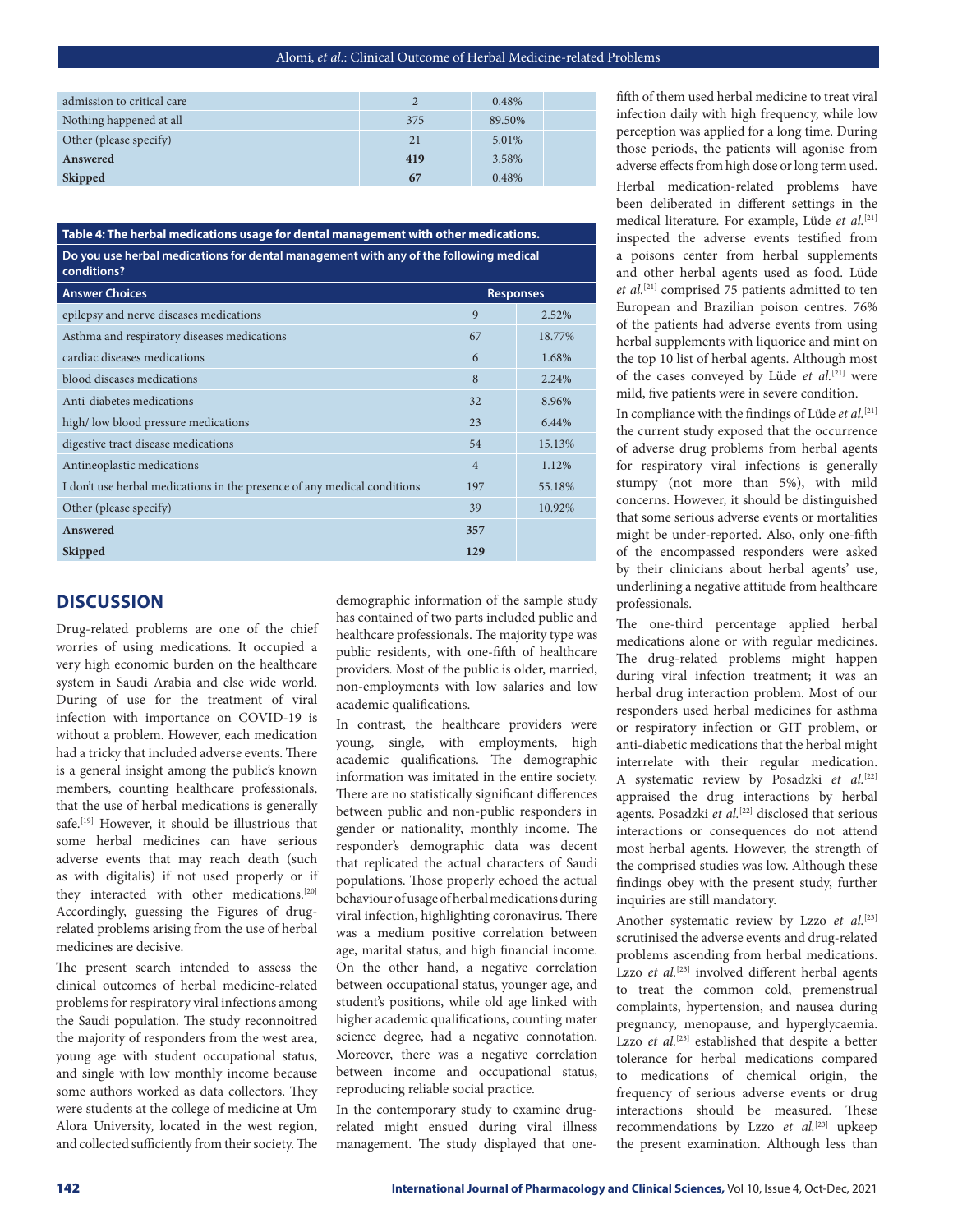| | | | |
|---|---|---|---|
| admission to critical care | 2 | 0.48% | |
| Nothing happened at all | 375 | 89.50% | |
| Other (please specify) | 21 | 5.01% | |
| **Answered** | **419** | 3.58% | |
| **Skipped** | **67** | 0.48% | |

**Table 4: The herbal medications usage for dental management with other medications.**

**Do you use herbal medications for dental management with any of the following medical conditions?**

| Answer Choices | Responses | |
|---|---|---|
| epilepsy and nerve diseases medications | 9 | 2.52% |
| Asthma and respiratory diseases medications | 67 | 18.77% |
| cardiac diseases medications | 6 | 1.68% |
| blood diseases medications | 8 | 2.24% |
| Anti-diabetes medications | 32 | 8.96% |
| high/ low blood pressure medications | 23 | 6.44% |
| digestive tract disease medications | 54 | 15.13% |
| Antineoplastic medications | 4 | 1.12% |
| I don't use herbal medications in the presence of any medical conditions | 197 | 55.18% |
| Other (please specify) | 39 | 10.92% |
| **Answered** | **357** | |
| **Skipped** | **129** | |

## DISCUSSION

Drug-related problems are one of the chief worries of using medications. It occupied a very high economic burden on the healthcare system in Saudi Arabia and else wide world. During of use for the treatment of viral infection with importance on COVID-19 is without a problem. However, each medication had a tricky that included adverse events. There is a general insight among the public's known members, counting healthcare professionals, that the use of herbal medications is generally safe.[19] However, it should be illustrious that some herbal medicines can have serious adverse events that may reach death (such as with digitalis) if not used properly or if they interacted with other medications.[20] Accordingly, guessing the Figures of drug-related problems arising from the use of herbal medicines are decisive.

The present search intended to assess the clinical outcomes of herbal medicine-related problems for respiratory viral infections among the Saudi population. The study reconnoitred the majority of responders from the west area, young age with student occupational status, and single with low monthly income because some authors worked as data collectors. They were students at the college of medicine at Um Alora University, located in the west region, and collected sufficiently from their society. The demographic information of the sample study has contained of two parts included public and healthcare professionals. The majority type was public residents, with one-fifth of healthcare providers. Most of the public is older, married, non-employments with low salaries and low academic qualifications.

In contrast, the healthcare providers were young, single, with employments, high academic qualifications. The demographic information was imitated in the entire society. There are no statistically significant differences between public and non-public responders in gender or nationality, monthly income. The responder's demographic data was decent that replicated the actual characters of Saudi populations. Those properly echoed the actual behaviour of usage of herbal medications during viral infection, highlighting coronavirus. There was a medium positive correlation between age, marital status, and high financial income. On the other hand, a negative correlation between occupational status, younger age, and student's positions, while old age linked with higher academic qualifications, counting mater science degree, had a negative connotation. Moreover, there was a negative correlation between income and occupational status, reproducing reliable social practice.

In the contemporary study to examine drug-related might ensued during viral illness management. The study displayed that one-fifth of them used herbal medicine to treat viral infection daily with high frequency, while low perception was applied for a long time. During those periods, the patients will agonise from adverse effects from high dose or long term used.

Herbal medication-related problems have been deliberated in different settings in the medical literature. For example, Lüde *et al.*[21] inspected the adverse events testified from a poisons center from herbal supplements and other herbal agents used as food. Lüde *et al.*[21] comprised 75 patients admitted to ten European and Brazilian poison centres. 76% of the patients had adverse events from using herbal supplements with liquorice and mint on the top 10 list of herbal agents. Although most of the cases conveyed by Lüde *et al.*[21] were mild, five patients were in severe condition.

In compliance with the findings of Lüde *et al.*[21] the current study exposed that the occurrence of adverse drug problems from herbal agents for respiratory viral infections is generally stumpy (not more than 5%), with mild concerns. However, it should be distinguished that some serious adverse events or mortalities might be under-reported. Also, only one-fifth of the encompassed responders were asked by their clinicians about herbal agents' use, underlining a negative attitude from healthcare professionals.

The one-third percentage applied herbal medications alone or with regular medicines. The drug-related problems might happen during viral infection treatment; it was an herbal drug interaction problem. Most of our responders used herbal medicines for asthma or respiratory infection or GIT problem, or anti-diabetic medications that the herbal might interrelate with their regular medication. A systematic review by Posadzki *et al.*[22] appraised the drug interactions by herbal agents. Posadzki *et al.*[22] disclosed that serious interactions or consequences do not attend most herbal agents. However, the strength of the comprised studies was low. Although these findings obey with the present study, further inquiries are still mandatory.

Another systematic review by Lzzo *et al.*[23] scrutinised the adverse events and drug-related problems ascending from herbal medications. Lzzo *et al.*[23] involved different herbal agents to treat the common cold, premenstrual complaints, hypertension, and nausea during pregnancy, menopause, and hyperglycaemia. Lzzo *et al.*[23] established that despite a better tolerance for herbal medications compared to medications of chemical origin, the frequency of serious adverse events or drug interactions should be measured. These recommendations by Lzzo *et al.*[23] upkeep the present examination. Although less than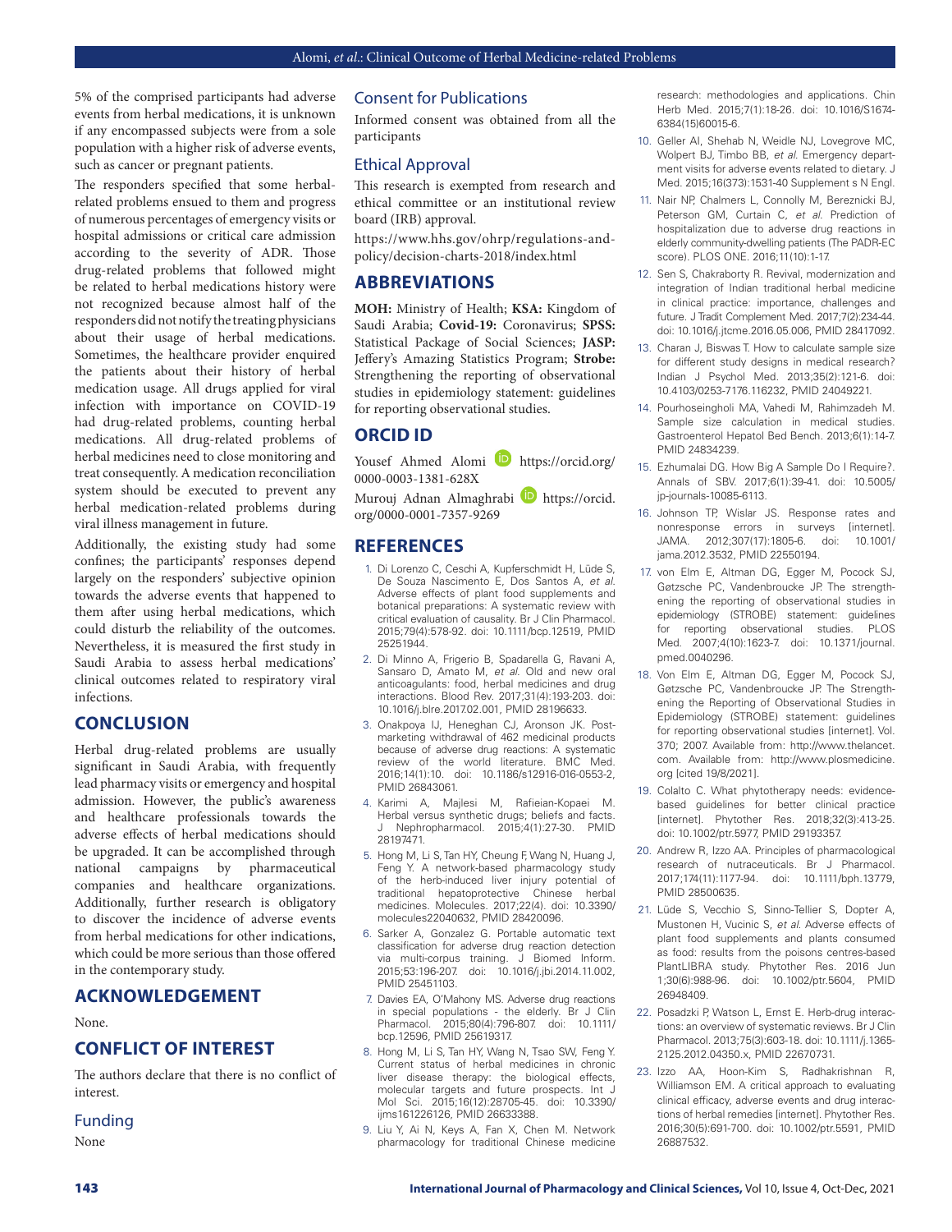5% of the comprised participants had adverse events from herbal medications, it is unknown if any encompassed subjects were from a sole population with a higher risk of adverse events, such as cancer or pregnant patients.

The responders specified that some herbal-related problems ensued to them and progress of numerous percentages of emergency visits or hospital admissions or critical care admission according to the severity of ADR. Those drug-related problems that followed might be related to herbal medications history were not recognized because almost half of the responders did not notify the treating physicians about their usage of herbal medications. Sometimes, the healthcare provider enquired the patients about their history of herbal medication usage. All drugs applied for viral infection with importance on COVID-19 had drug-related problems, counting herbal medications. All drug-related problems of herbal medicines need to close monitoring and treat consequently. A medication reconciliation system should be executed to prevent any herbal medication-related problems during viral illness management in future.

Additionally, the existing study had some confines; the participants' responses depend largely on the responders' subjective opinion towards the adverse events that happened to them after using herbal medications, which could disturb the reliability of the outcomes. Nevertheless, it is measured the first study in Saudi Arabia to assess herbal medications' clinical outcomes related to respiratory viral infections.

## CONCLUSION

Herbal drug-related problems are usually significant in Saudi Arabia, with frequently lead pharmacy visits or emergency and hospital admission. However, the public's awareness and healthcare professionals towards the adverse effects of herbal medications should be upgraded. It can be accomplished through national campaigns by pharmaceutical companies and healthcare organizations. Additionally, further research is obligatory to discover the incidence of adverse events from herbal medications for other indications, which could be more serious than those offered in the contemporary study.

## ACKNOWLEDGEMENT

None.

## CONFLICT OF INTEREST

The authors declare that there is no conflict of interest.

### Funding

None

### Consent for Publications

Informed consent was obtained from all the participants

### Ethical Approval

This research is exempted from research and ethical committee or an institutional review board (IRB) approval.

https://www.hhs.gov/ohrp/regulations-and-policy/decision-charts-2018/index.html

## ABBREVIATIONS

**MOH:** Ministry of Health; **KSA:** Kingdom of Saudi Arabia; **Covid-19:** Coronavirus; **SPSS:** Statistical Package of Social Sciences; **JASP:** Jeffery's Amazing Statistics Program; **Strobe:** Strengthening the reporting of observational studies in epidemiology statement: guidelines for reporting observational studies.

## ORCID ID

Yousef Ahmed Alomi https://orcid.org/0000-0003-1381-628X

Murouj Adnan Almaghrabi https://orcid.org/0000-0001-7357-9269

## REFERENCES

1. Di Lorenzo C, Ceschi A, Kupferschmidt H, Lüde S, De Souza Nascimento E, Dos Santos A, *et al.* Adverse effects of plant food supplements and botanical preparations: A systematic review with critical evaluation of causality. Br J Clin Pharmacol. 2015;79(4):578-92. doi: 10.1111/bcp.12519, PMID 25251944.
2. Di Minno A, Frigerio B, Spadarella G, Ravani A, Sansaro D, Amato M, *et al.* Old and new oral anticoagulants: food, herbal medicines and drug interactions. Blood Rev. 2017;31(4):193-203. doi: 10.1016/j.blre.2017.02.001, PMID 28196633.
3. Onakpoya IJ, Heneghan CJ, Aronson JK. Post-marketing withdrawal of 462 medicinal products because of adverse drug reactions: A systematic review of the world literature. BMC Med. 2016;14(1):10. doi: 10.1186/s12916-016-0553-2, PMID 26843061.
4. Karimi A, Majlesi M, Rafieian-Kopaei M. Herbal versus synthetic drugs; beliefs and facts. J Nephropharmacol. 2015;4(1):27-30. PMID 28197471.
5. Hong M, Li S, Tan HY, Cheung F, Wang N, Huang J, Feng Y. A network-based pharmacology study of the herb-induced liver injury potential of traditional hepatoprotective Chinese herbal medicines. Molecules. 2017;22(4). doi: 10.3390/molecules22040632, PMID 28420096.
6. Sarker A, Gonzalez G. Portable automatic text classification for adverse drug reaction detection via multi-corpus training. J Biomed Inform. 2015;53:196-207. doi: 10.1016/j.jbi.2014.11.002, PMID 25451103.
7. Davies EA, O'Mahony MS. Adverse drug reactions in special populations - the elderly. Br J Clin Pharmacol. 2015;80(4):796-807. doi: 10.1111/bcp.12596, PMID 25619317.
8. Hong M, Li S, Tan HY, Wang N, Tsao SW, Feng Y. Current status of herbal medicines in chronic liver disease therapy: the biological effects, molecular targets and future prospects. Int J Mol Sci. 2015;16(12):28705-45. doi: 10.3390/ijms161226126, PMID 26633388.
9. Liu Y, Ai N, Keys A, Fan X, Chen M. Network pharmacology for traditional Chinese medicine research: methodologies and applications. Chin Herb Med. 2015;7(1):18-26. doi: 10.1016/S1674-6384(15)60015-6.
10. Geller AI, Shehab N, Weidle NJ, Lovegrove MC, Wolpert BJ, Timbo BB, *et al.* Emergency department visits for adverse events related to dietary. J Med. 2015;16(373):1531-40 Supplement s N Engl.
11. Nair NP, Chalmers L, Connolly M, Bereznicki BJ, Peterson GM, Curtain C, *et al.* Prediction of hospitalization due to adverse drug reactions in elderly community-dwelling patients (The PADR-EC score). PLOS ONE. 2016;11(10):1-17.
12. Sen S, Chakraborty R. Revival, modernization and integration of Indian traditional herbal medicine in clinical practice: importance, challenges and future. J Tradit Complement Med. 2017;7(2):234-44. doi: 10.1016/j.jtcme.2016.05.006, PMID 28417092.
13. Charan J, Biswas T. How to calculate sample size for different study designs in medical research? Indian J Psychol Med. 2013;35(2):121-6. doi: 10.4103/0253-7176.116232, PMID 24049221.
14. Pourhoseingholi MA, Vahedi M, Rahimzadeh M. Sample size calculation in medical studies. Gastroenterol Hepatol Bed Bench. 2013;6(1):14-7. PMID 24834239.
15. Ezhumalai DG. How Big A Sample Do I Require?. Annals of SBV. 2017;6(1):39-41. doi: 10.5005/jp-journals-10085-6113.
16. Johnson TP, Wislar JS. Response rates and nonresponse errors in surveys [internet]. JAMA. 2012;307(17):1805-6. doi: 10.1001/jama.2012.3532, PMID 22550194.
17. von Elm E, Altman DG, Egger M, Pocock SJ, Gøtzsche PC, Vandenbroucke JP. The strengthening the reporting of observational studies in epidemiology (STROBE) statement: guidelines for reporting observational studies. PLOS Med. 2007;4(10):1623-7. doi: 10.1371/journal.pmed.0040296.
18. Von Elm E, Altman DG, Egger M, Pocock SJ, Gøtzsche PC, Vandenbroucke JP. The Strengthening the Reporting of Observational Studies in Epidemiology (STROBE) statement: guidelines for reporting observational studies [internet]. Vol. 370; 2007. Available from: http://www.thelancet.com. Available from: http://www.plosmedicine.org [cited 19/8/2021].
19. Colalto C. What phytotherapy needs: evidence-based guidelines for better clinical practice [internet]. Phytother Res. 2018;32(3):413-25. doi: 10.1002/ptr.5977, PMID 29193357.
20. Andrew R, Izzo AA. Principles of pharmacological research of nutraceuticals. Br J Pharmacol. 2017;174(11):1177-94. doi: 10.1111/bph.13779, PMID 28500635.
21. Lüde S, Vecchio S, Sinno-Tellier S, Dopter A, Mustonen H, Vucinic S, *et al.* Adverse effects of plant food supplements and plants consumed as food: results from the poisons centres-based PlantLIBRA study. Phytother Res. 2016 Jun 1;30(6):988-96. doi: 10.1002/ptr.5604, PMID 26948409.
22. Posadzki P, Watson L, Ernst E. Herb-drug interactions: an overview of systematic reviews. Br J Clin Pharmacol. 2013;75(3):603-18. doi: 10.1111/j.1365-2125.2012.04350.x, PMID 22670731.
23. Izzo AA, Hoon-Kim S, Radhakrishnan R, Williamson EM. A critical approach to evaluating clinical efficacy, adverse events and drug interactions of herbal remedies [internet]. Phytother Res. 2016;30(5):691-700. doi: 10.1002/ptr.5591, PMID 26887532.